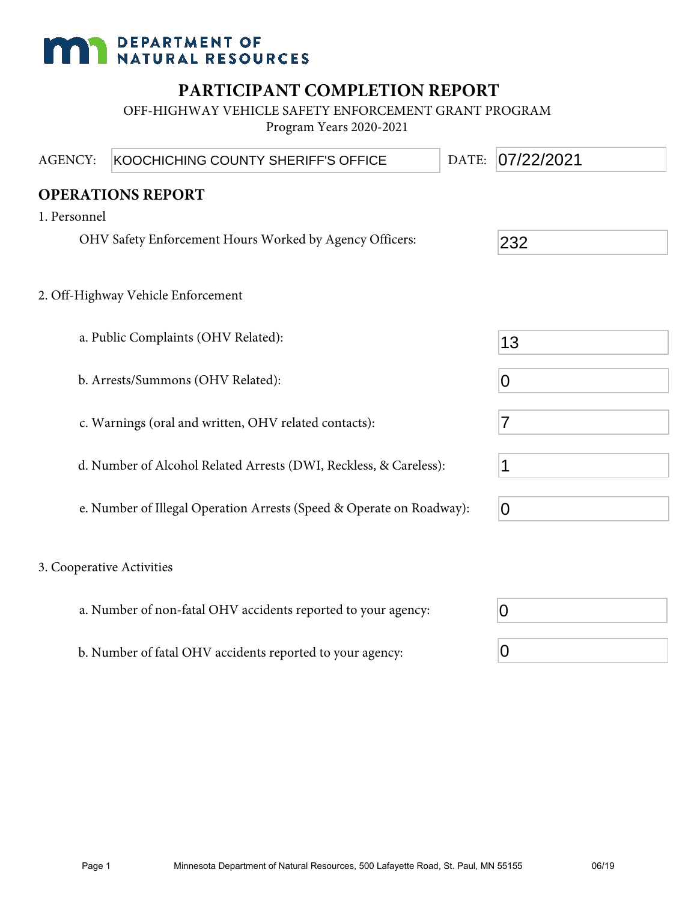DEPARTMENT OF NATURAL RESOURCES

# PARTICIPANT COMPLETION REPORT

OFF-HIGHWAY VEHICLE SAFETY ENFORCEMENT GRANT PROGRAM

Program Years 2020-2021

AGENCY: KOOCHICHING COUNTY SHERIFF'S OFFICE DATE: 07/22/2021

## OPERATIONS REPORT

1. Personnel

   OHV Safety Enforcement Hours Worked by Agency Officers: 232

2. Off-Highway Vehicle Enforcement

   a. Public Complaints (OHV Related): 13

   b. Arrests/Summons (OHV Related): 0

   c. Warnings (oral and written, OHV related contacts): 7

   d. Number of Alcohol Related Arrests (DWI, Reckless, & Careless): 1

   e. Number of Illegal Operation Arrests (Speed & Operate on Roadway): 0

3. Cooperative Activities

   a. Number of non-fatal OHV accidents reported to your agency: 0

   b. Number of fatal OHV accidents reported to your agency: 0

Minnesota Department of Natural Resources, 500 Lafayette Road, St. Paul, MN 55155 06/19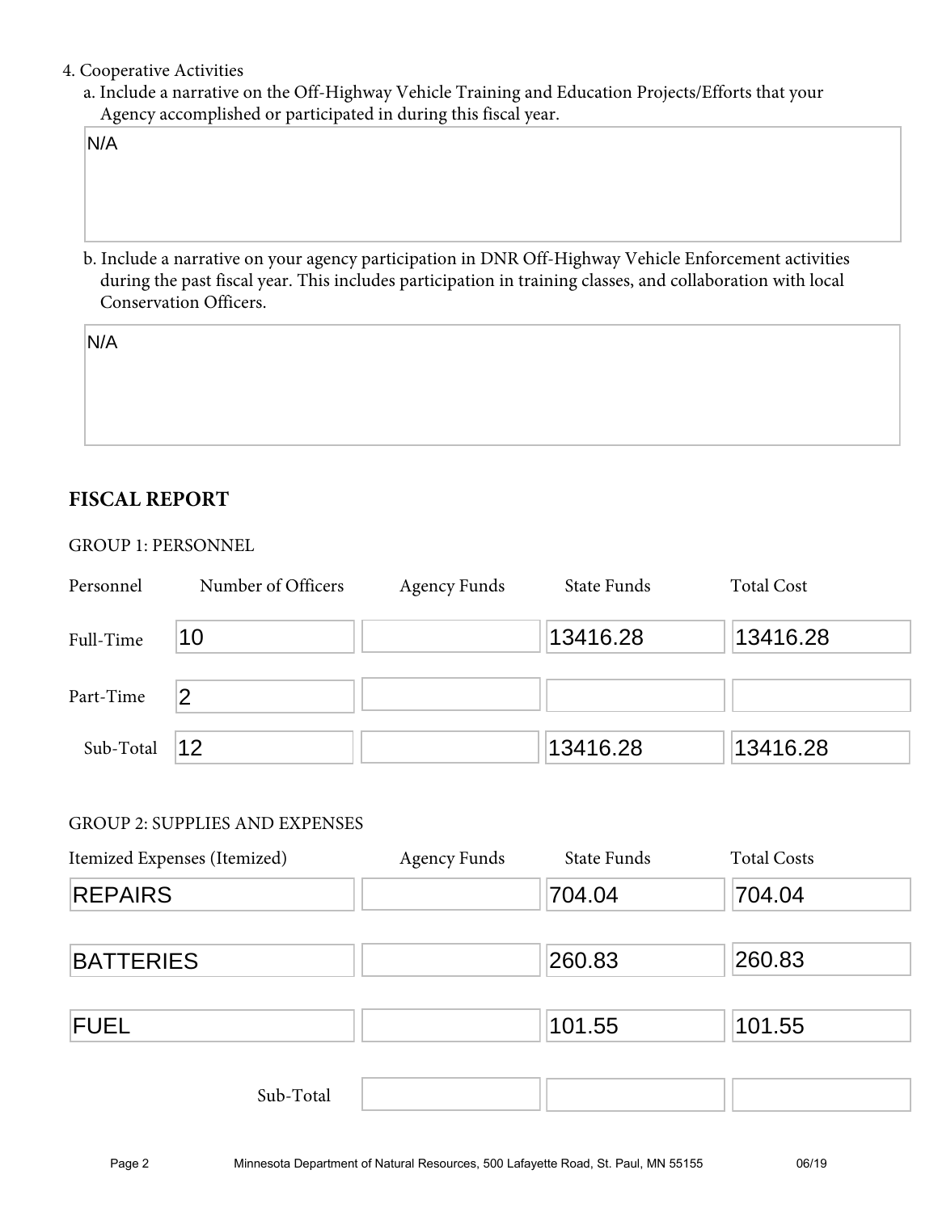4. Cooperative Activities
   a. Include a narrative on the Off-Highway Vehicle Training and Education Projects/Efforts that your Agency accomplished or participated in during this fiscal year.

   N/A

   b. Include a narrative on your agency participation in DNR Off-Highway Vehicle Enforcement activities during the past fiscal year. This includes participation in training classes, and collaboration with local Conservation Officers.

   N/A

## FISCAL REPORT

GROUP 1: PERSONNEL

| Personnel | Number of Officers | Agency Funds | State Funds | Total Cost |
|---|---|---|---|---|
| Full-Time | 10 | | 13416.28 | 13416.28 |
| Part-Time | 2 | | | |
| Sub-Total | 12 | | 13416.28 | 13416.28 |

GROUP 2: SUPPLIES AND EXPENSES

| Itemized Expenses (Itemized) | Agency Funds | State Funds | Total Costs |
|---|---|---|---|
| REPAIRS | | 704.04 | 704.04 |
| BATTERIES | | 260.83 | 260.83 |
| FUEL | | 101.55 | 101.55 |
| Sub-Total | | | |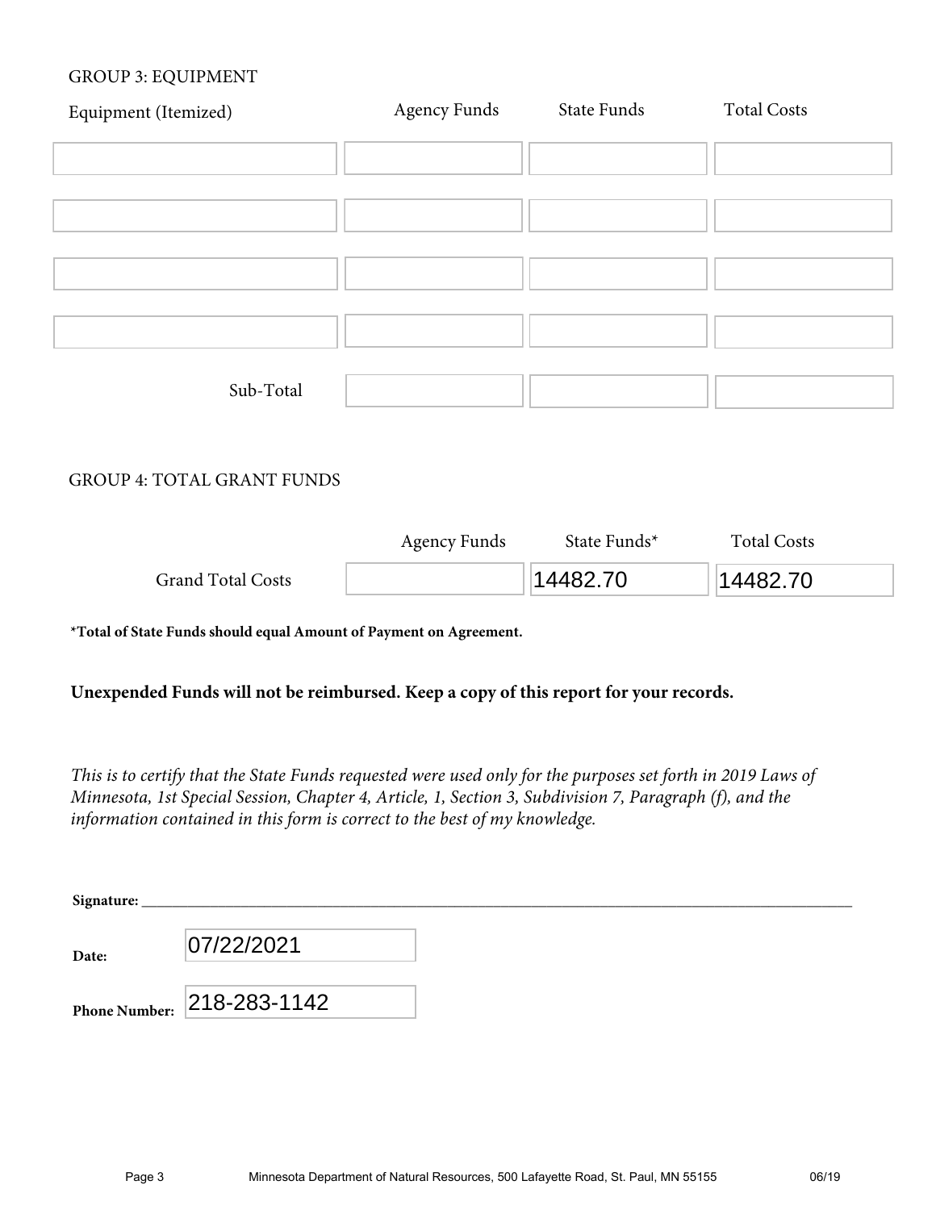## GROUP 3: EQUIPMENT

| Equipment (Itemized) | Agency Funds | State Funds | Total Costs |
|---|---|---|---|
| | | | |
| | | | |
| | | | |
| | | | |
| Sub-Total | | | |

## GROUP 4: TOTAL GRANT FUNDS

| | Agency Funds | State Funds* | Total Costs |
|---|---|---|---|
| Grand Total Costs | | 14482.70 | 14482.70 |

**\*Total of State Funds should equal Amount of Payment on Agreement.**

**Unexpended Funds will not be reimbursed. Keep a copy of this report for your records.**

*This is to certify that the State Funds requested were used only for the purposes set forth in 2019 Laws of Minnesota, 1st Special Session, Chapter 4, Article, 1, Section 3, Subdivision 7, Paragraph (f), and the information contained in this form is correct to the best of my knowledge.*

**Signature:** ______________________________

**Date:** 07/22/2021

**Phone Number:** 218-283-1142

Minnesota Department of Natural Resources, 500 Lafayette Road, St. Paul, MN 55155 06/19